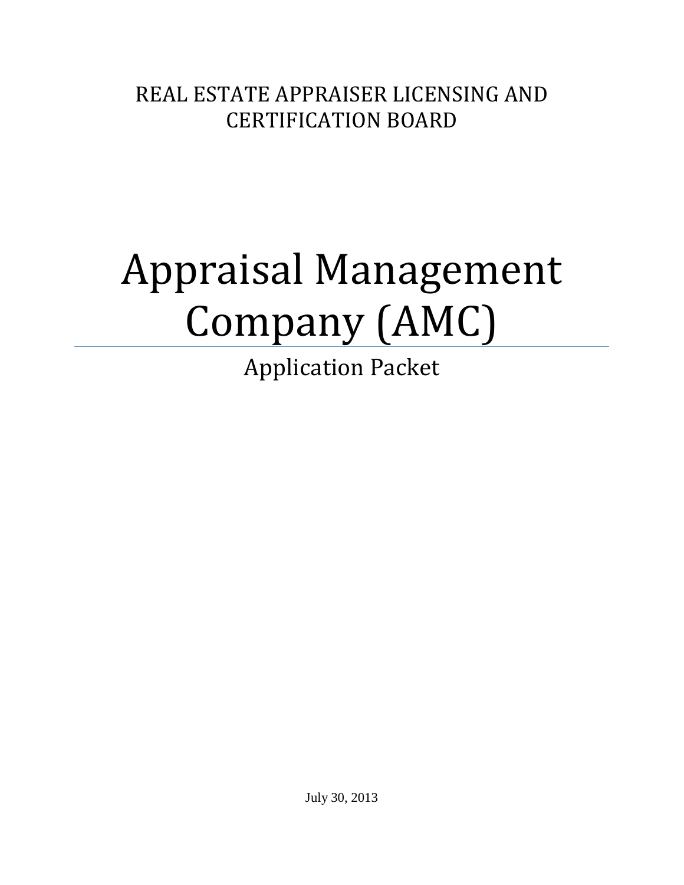REAL ESTATE APPRAISER LICENSING AND CERTIFICATION BOARD

# Appraisal Management Company (AMC)

## Application Packet

July 30, 2013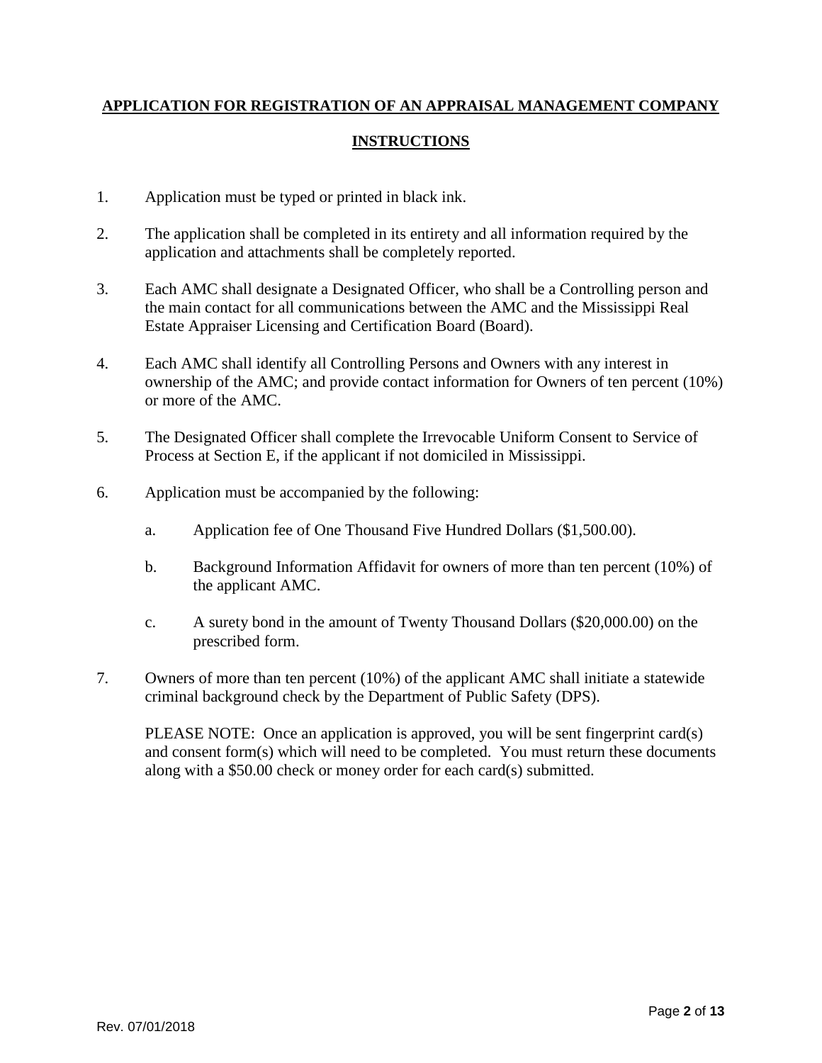## **APPLICATION FOR REGISTRATION OF AN APPRAISAL MANAGEMENT COMPANY**

### **INSTRUCTIONS**

1. Application must be typed or printed in black ink.

2. The application shall be completed in its entirety and all information required by the application and attachments shall be completely reported.

3. Each AMC shall designate a Designated Officer, who shall be a Controlling person and the main contact for all communications between the AMC and the Mississippi Real Estate Appraiser Licensing and Certification Board (Board).

4. Each AMC shall identify all Controlling Persons and Owners with any interest in ownership of the AMC; and provide contact information for Owners of ten percent (10%) or more of the AMC.

5. The Designated Officer shall complete the Irrevocable Uniform Consent to Service of Process at Section E, if the applicant if not domiciled in Mississippi.

6. Application must be accompanied by the following:

   a. Application fee of One Thousand Five Hundred Dollars ($1,500.00).

   b. Background Information Affidavit for owners of more than ten percent (10%) of the applicant AMC.

   c. A surety bond in the amount of Twenty Thousand Dollars ($20,000.00) on the prescribed form.

7. Owners of more than ten percent (10%) of the applicant AMC shall initiate a statewide criminal background check by the Department of Public Safety (DPS).

   PLEASE NOTE: Once an application is approved, you will be sent fingerprint card(s) and consent form(s) which will need to be completed. You must return these documents along with a $50.00 check or money order for each card(s) submitted.

Rev. 07/01/2018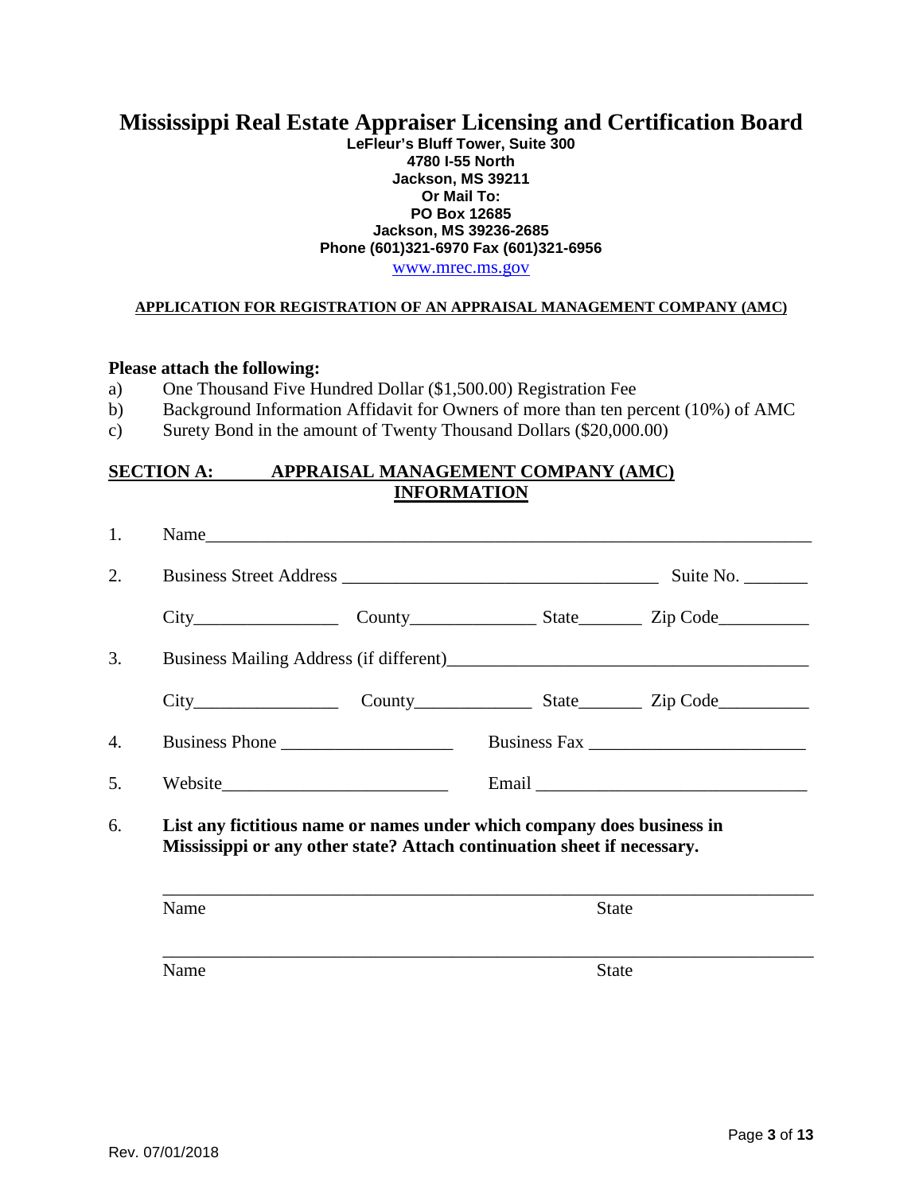# Mississippi Real Estate Appraiser Licensing and Certification Board

**LeFleur's Bluff Tower, Suite 300**
**4780 I-55 North**
**Jackson, MS 39211**
**Or Mail To:**
**PO Box 12685**
**Jackson, MS 39236-2685**
**Phone (601)321-6970 Fax (601)321-6956**
www.mrec.ms.gov

**APPLICATION FOR REGISTRATION OF AN APPRAISAL MANAGEMENT COMPANY (AMC)**

**Please attach the following:**

a) One Thousand Five Hundred Dollar ($1,500.00) Registration Fee
b) Background Information Affidavit for Owners of more than ten percent (10%) of AMC
c) Surety Bond in the amount of Twenty Thousand Dollars ($20,000.00)

## SECTION A: APPRAISAL MANAGEMENT COMPANY (AMC) INFORMATION

1. Name_______________________________________________________________

2. Business Street Address ___________________________________ Suite No. _______

   City________________ County______________ State_______ Zip Code__________

3. Business Mailing Address (if different)________________________________________

   City________________ County_____________ State_______ Zip Code__________

4. Business Phone ___________________ Business Fax _______________________

5. Website________________________ Email ____________________________

6. **List any fictitious name or names under which company does business in Mississippi or any other state? Attach continuation sheet if necessary.**

   _________________________________________________________________________
   Name State

   _________________________________________________________________________
   Name State

Rev. 07/01/2018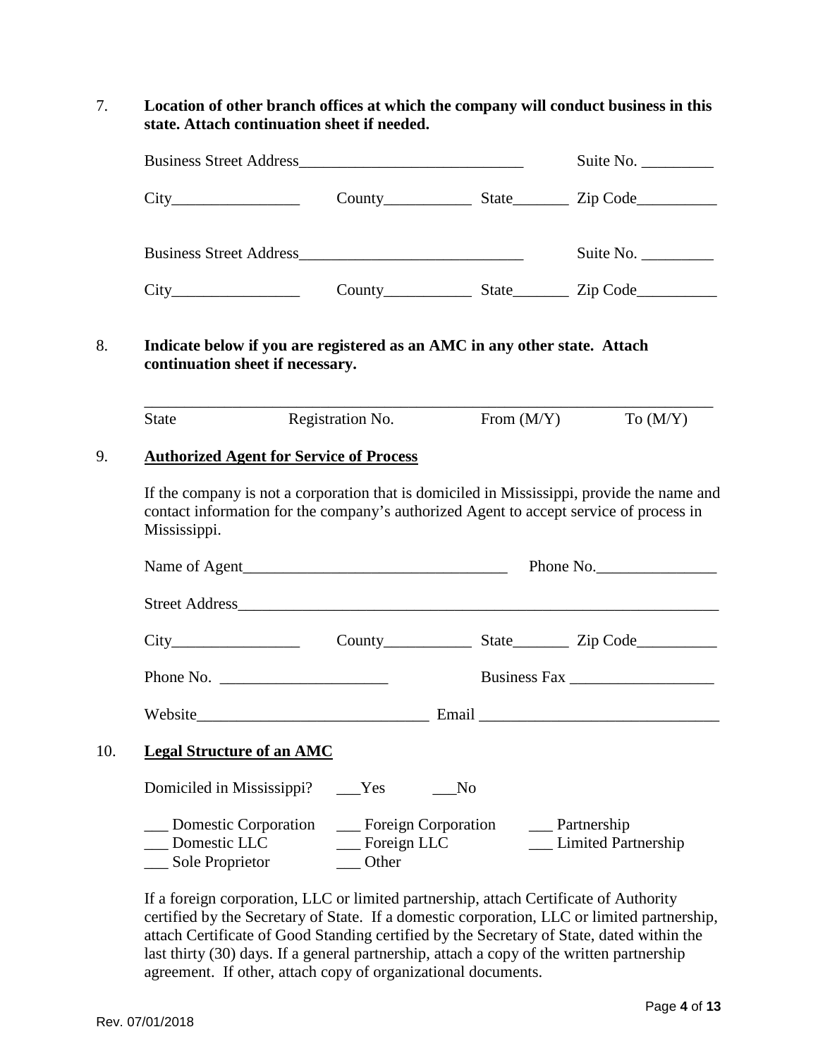7. **Location of other branch offices at which the company will conduct business in this state. Attach continuation sheet if needed.**

Business Street Address____________________________ Suite No. _________

City________________ County___________ State_______ Zip Code__________

Business Street Address____________________________ Suite No. _________

City________________ County___________ State_______ Zip Code__________

8. **Indicate below if you are registered as an AMC in any other state. Attach continuation sheet if necessary.**

| State | Registration No. | From (M/Y) | To (M/Y) |
|---|---|---|---|
| | | | |

9. **Authorized Agent for Service of Process**

If the company is not a corporation that is domiciled in Mississippi, provide the name and contact information for the company's authorized Agent to accept service of process in Mississippi.

Name of Agent_________________________________ Phone No._______________

Street Address______________________________________________________________

City________________ County___________ State_______ Zip Code__________

Phone No. _____________________ Business Fax __________________

Website_____________________________ Email ______________________________

10. **Legal Structure of an AMC**

Domiciled in Mississippi? ___Yes ___No

___ Domestic Corporation ___ Foreign Corporation ___ Partnership
___ Domestic LLC ___ Foreign LLC ___ Limited Partnership
___ Sole Proprietor ___ Other

If a foreign corporation, LLC or limited partnership, attach Certificate of Authority certified by the Secretary of State. If a domestic corporation, LLC or limited partnership, attach Certificate of Good Standing certified by the Secretary of State, dated within the last thirty (30) days. If a general partnership, attach a copy of the written partnership agreement. If other, attach copy of organizational documents.

Rev. 07/01/2018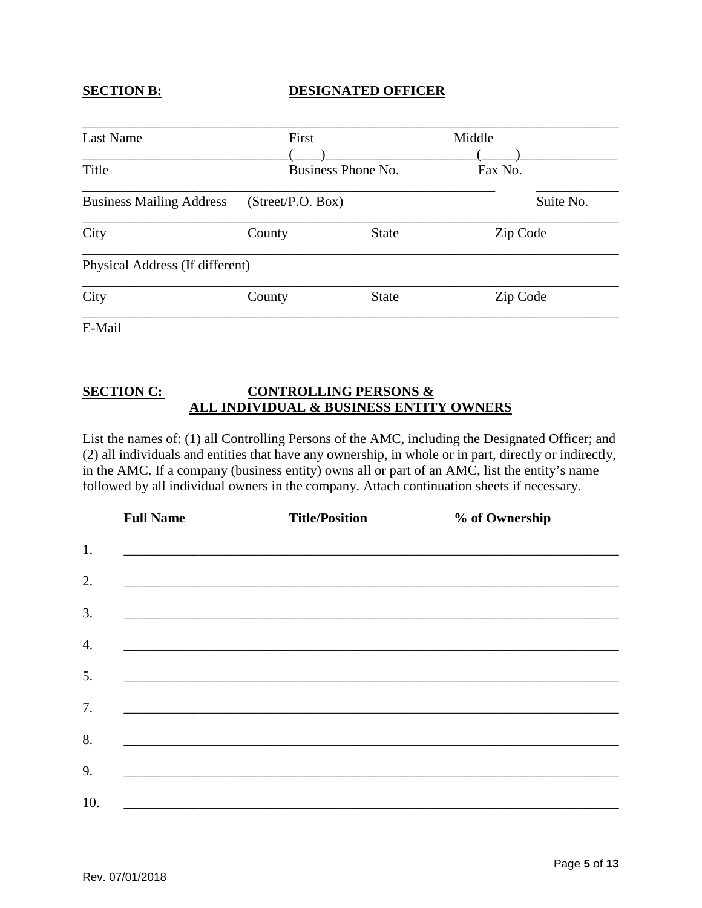**SECTION B:** **DESIGNATED OFFICER**

______________________________________________________________________________
Last Name First Middle

______________________________(____)______________________(_____)______________
Title Business Phone No. Fax No.

___________________________________________________________________ ____________
Business Mailing Address (Street/P.O. Box) Suite No.

______________________________________________________________________________
City County State Zip Code

______________________________________________________________________________
Physical Address (If different)

______________________________________________________________________________
City County State Zip Code

______________________________________________________________________________
E-Mail

**SECTION C:** **CONTROLLING PERSONS & ALL INDIVIDUAL & BUSINESS ENTITY OWNERS**

List the names of: (1) all Controlling Persons of the AMC, including the Designated Officer; and (2) all individuals and entities that have any ownership, in whole or in part, directly or indirectly, in the AMC. If a company (business entity) owns all or part of an AMC, list the entity's name followed by all individual owners in the company. Attach continuation sheets if necessary.

| | Full Name | Title/Position | % of Ownership |
|---|---|---|---|
| 1. | | | |
| 2. | | | |
| 3. | | | |
| 4. | | | |
| 5. | | | |
| 7. | | | |
| 8. | | | |
| 9. | | | |
| 10. | | | |

Rev. 07/01/2018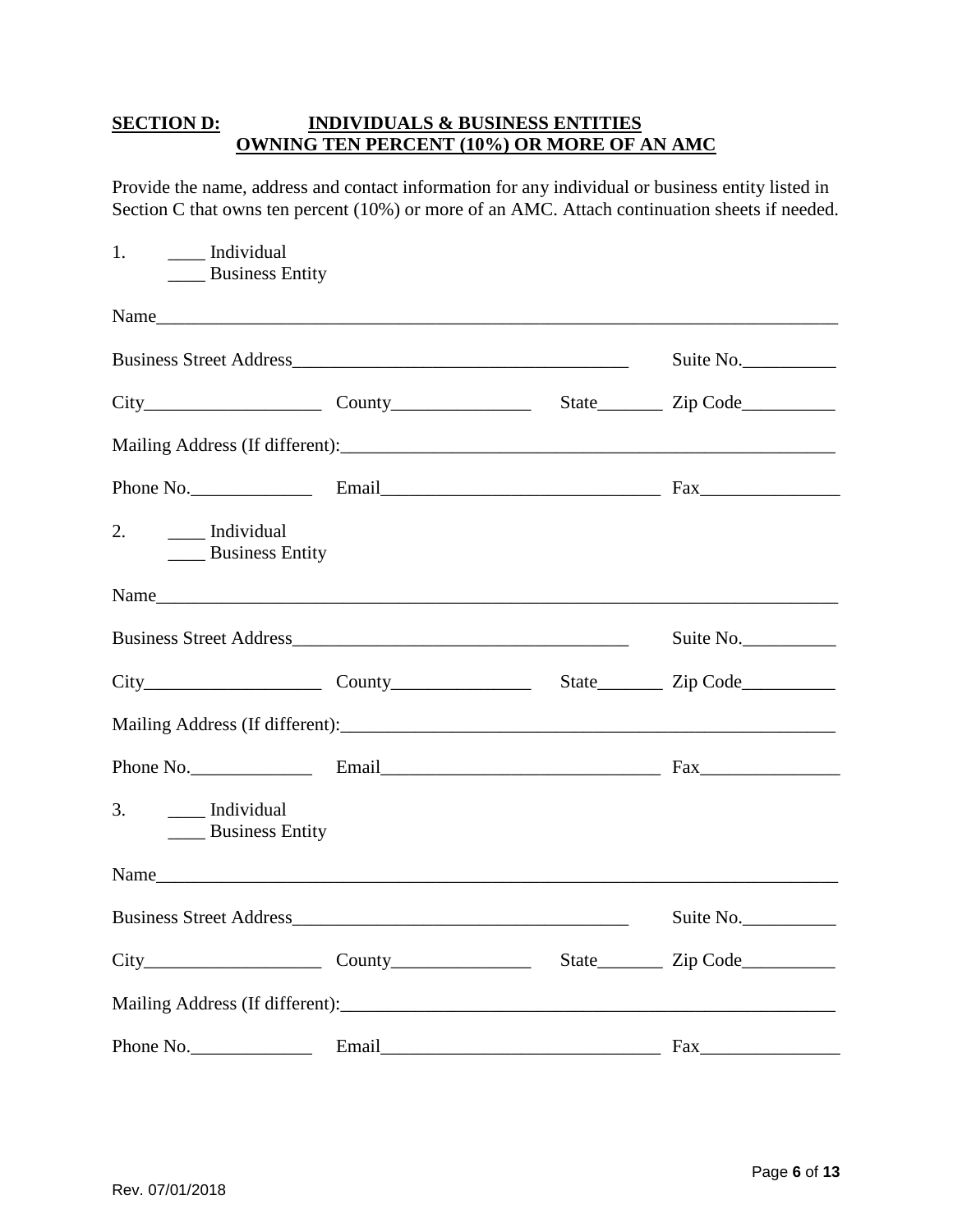## **SECTION D: INDIVIDUALS & BUSINESS ENTITIES OWNING TEN PERCENT (10%) OR MORE OF AN AMC**

Provide the name, address and contact information for any individual or business entity listed in Section C that owns ten percent (10%) or more of an AMC. Attach continuation sheets if needed.

1. ____ Individual
   ____ Business Entity

Name______________________________________________________________________________

Business Street Address_____________________________________ Suite No.__________

City___________________ County_______________ State_______ Zip Code__________

Mailing Address (If different):______________________________________________________

Phone No._____________ Email______________________________ Fax_______________

2. ____ Individual
   ____ Business Entity

Name______________________________________________________________________________

Business Street Address_____________________________________ Suite No.__________

City___________________ County_______________ State_______ Zip Code__________

Mailing Address (If different):______________________________________________________

Phone No._____________ Email______________________________ Fax_______________

3. ____ Individual
   ____ Business Entity

Name______________________________________________________________________________

Business Street Address_____________________________________ Suite No.__________

City___________________ County_______________ State_______ Zip Code__________

Mailing Address (If different):______________________________________________________

Phone No._____________ Email______________________________ Fax_______________

Rev. 07/01/2018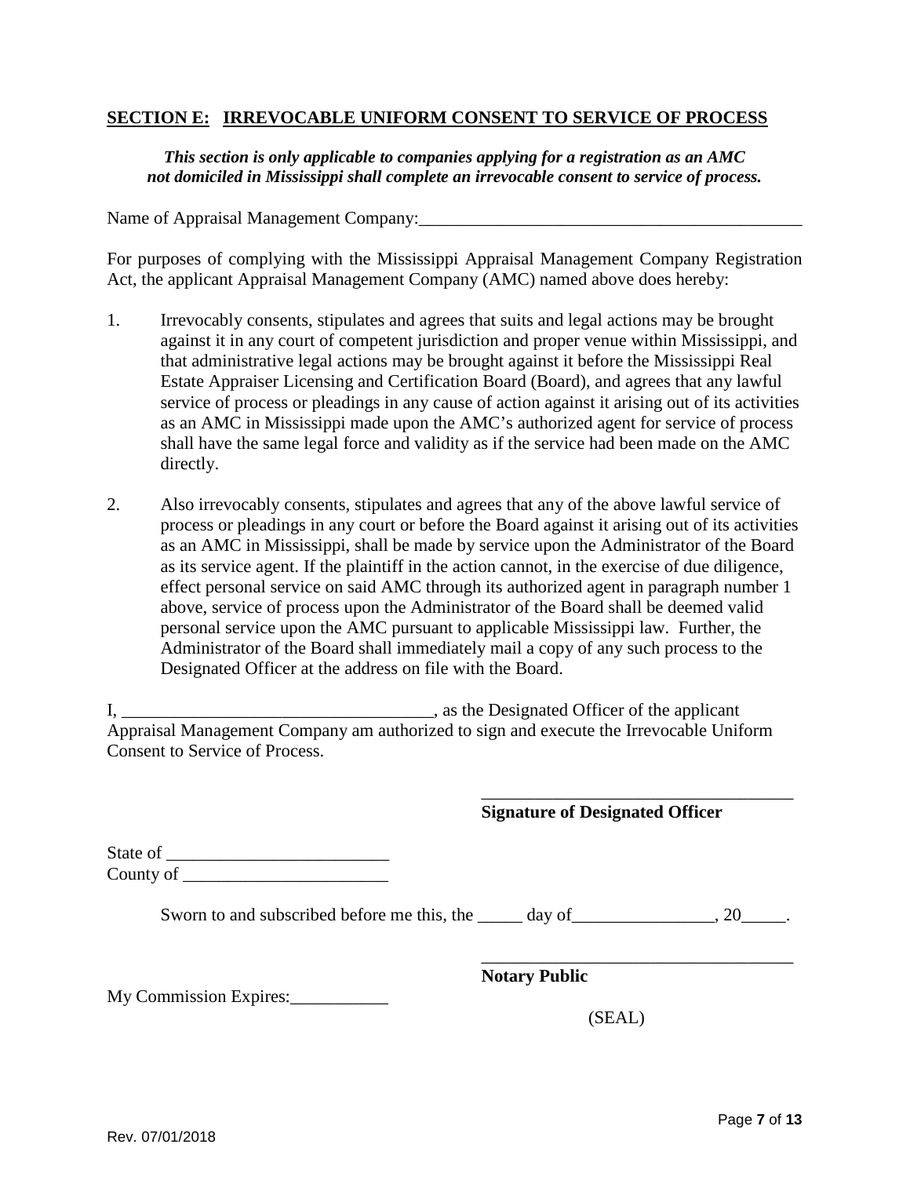## SECTION E: IRREVOCABLE UNIFORM CONSENT TO SERVICE OF PROCESS

***This section is only applicable to companies applying for a registration as an AMC not domiciled in Mississippi shall complete an irrevocable consent to service of process.***

Name of Appraisal Management Company:____________________________________________

For purposes of complying with the Mississippi Appraisal Management Company Registration Act, the applicant Appraisal Management Company (AMC) named above does hereby:

1. Irrevocably consents, stipulates and agrees that suits and legal actions may be brought against it in any court of competent jurisdiction and proper venue within Mississippi, and that administrative legal actions may be brought against it before the Mississippi Real Estate Appraiser Licensing and Certification Board (Board), and agrees that any lawful service of process or pleadings in any cause of action against it arising out of its activities as an AMC in Mississippi made upon the AMC's authorized agent for service of process shall have the same legal force and validity as if the service had been made on the AMC directly.

2. Also irrevocably consents, stipulates and agrees that any of the above lawful service of process or pleadings in any court or before the Board against it arising out of its activities as an AMC in Mississippi, shall be made by service upon the Administrator of the Board as its service agent. If the plaintiff in the action cannot, in the exercise of due diligence, effect personal service on said AMC through its authorized agent in paragraph number 1 above, service of process upon the Administrator of the Board shall be deemed valid personal service upon the AMC pursuant to applicable Mississippi law. Further, the Administrator of the Board shall immediately mail a copy of any such process to the Designated Officer at the address on file with the Board.

I, ___________________________________, as the Designated Officer of the applicant Appraisal Management Company am authorized to sign and execute the Irrevocable Uniform Consent to Service of Process.

____________________________________
**Signature of Designated Officer**

State of _________________________
County of _______________________

Sworn to and subscribed before me this, the _____ day of________________, 20_____.

____________________________________
**Notary Public**

My Commission Expires:___________

(SEAL)

Rev. 07/01/2018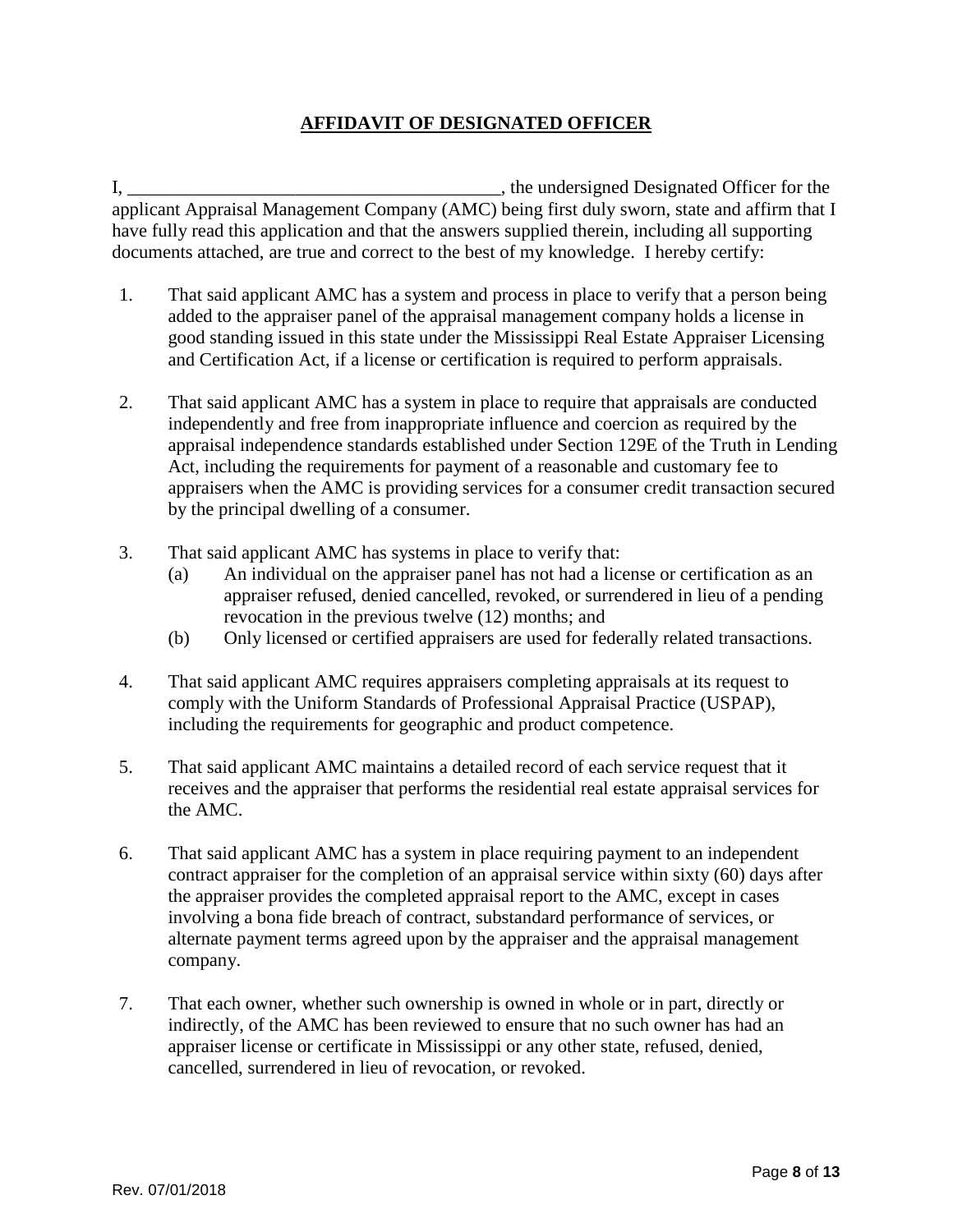## **AFFIDAVIT OF DESIGNATED OFFICER**

I, ________________________________________, the undersigned Designated Officer for the applicant Appraisal Management Company (AMC) being first duly sworn, state and affirm that I have fully read this application and that the answers supplied therein, including all supporting documents attached, are true and correct to the best of my knowledge. I hereby certify:

1. That said applicant AMC has a system and process in place to verify that a person being added to the appraiser panel of the appraisal management company holds a license in good standing issued in this state under the Mississippi Real Estate Appraiser Licensing and Certification Act, if a license or certification is required to perform appraisals.

2. That said applicant AMC has a system in place to require that appraisals are conducted independently and free from inappropriate influence and coercion as required by the appraisal independence standards established under Section 129E of the Truth in Lending Act, including the requirements for payment of a reasonable and customary fee to appraisers when the AMC is providing services for a consumer credit transaction secured by the principal dwelling of a consumer.

3. That said applicant AMC has systems in place to verify that:
   (a) An individual on the appraiser panel has not had a license or certification as an appraiser refused, denied cancelled, revoked, or surrendered in lieu of a pending revocation in the previous twelve (12) months; and
   (b) Only licensed or certified appraisers are used for federally related transactions.

4. That said applicant AMC requires appraisers completing appraisals at its request to comply with the Uniform Standards of Professional Appraisal Practice (USPAP), including the requirements for geographic and product competence.

5. That said applicant AMC maintains a detailed record of each service request that it receives and the appraiser that performs the residential real estate appraisal services for the AMC.

6. That said applicant AMC has a system in place requiring payment to an independent contract appraiser for the completion of an appraisal service within sixty (60) days after the appraiser provides the completed appraisal report to the AMC, except in cases involving a bona fide breach of contract, substandard performance of services, or alternate payment terms agreed upon by the appraiser and the appraisal management company.

7. That each owner, whether such ownership is owned in whole or in part, directly or indirectly, of the AMC has been reviewed to ensure that no such owner has had an appraiser license or certificate in Mississippi or any other state, refused, denied, cancelled, surrendered in lieu of revocation, or revoked.

Rev. 07/01/2018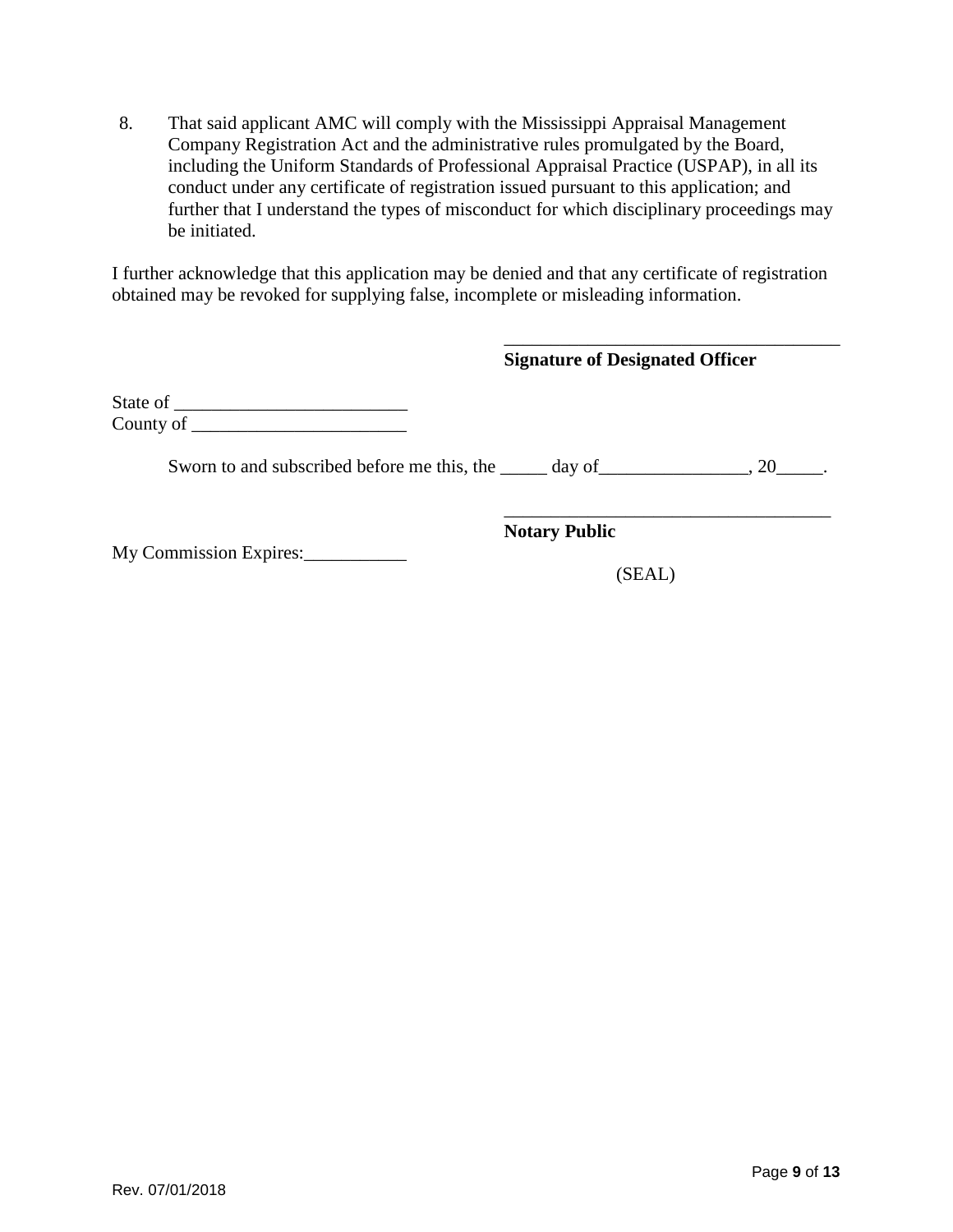8. That said applicant AMC will comply with the Mississippi Appraisal Management Company Registration Act and the administrative rules promulgated by the Board, including the Uniform Standards of Professional Appraisal Practice (USPAP), in all its conduct under any certificate of registration issued pursuant to this application; and further that I understand the types of misconduct for which disciplinary proceedings may be initiated.

I further acknowledge that this application may be denied and that any certificate of registration obtained may be revoked for supplying false, incomplete or misleading information.

\_\_\_\_\_\_\_\_\_\_\_\_\_\_\_\_\_\_\_\_\_\_\_\_\_\_\_\_\_\_\_\_\_\_\_\_\_
**Signature of Designated Officer**

State of \_\_\_\_\_\_\_\_\_\_\_\_\_\_\_\_\_\_\_\_\_\_\_\_\_

County of \_\_\_\_\_\_\_\_\_\_\_\_\_\_\_\_\_\_\_\_\_\_\_

Sworn to and subscribed before me this, the \_\_\_\_\_ day of\_\_\_\_\_\_\_\_\_\_\_\_\_\_\_\_, 20\_\_\_\_\_.

\_\_\_\_\_\_\_\_\_\_\_\_\_\_\_\_\_\_\_\_\_\_\_\_\_\_\_\_\_\_\_\_\_\_\_\_
**Notary Public**

My Commission Expires:\_\_\_\_\_\_\_\_\_\_\_

(SEAL)

Rev. 07/01/2018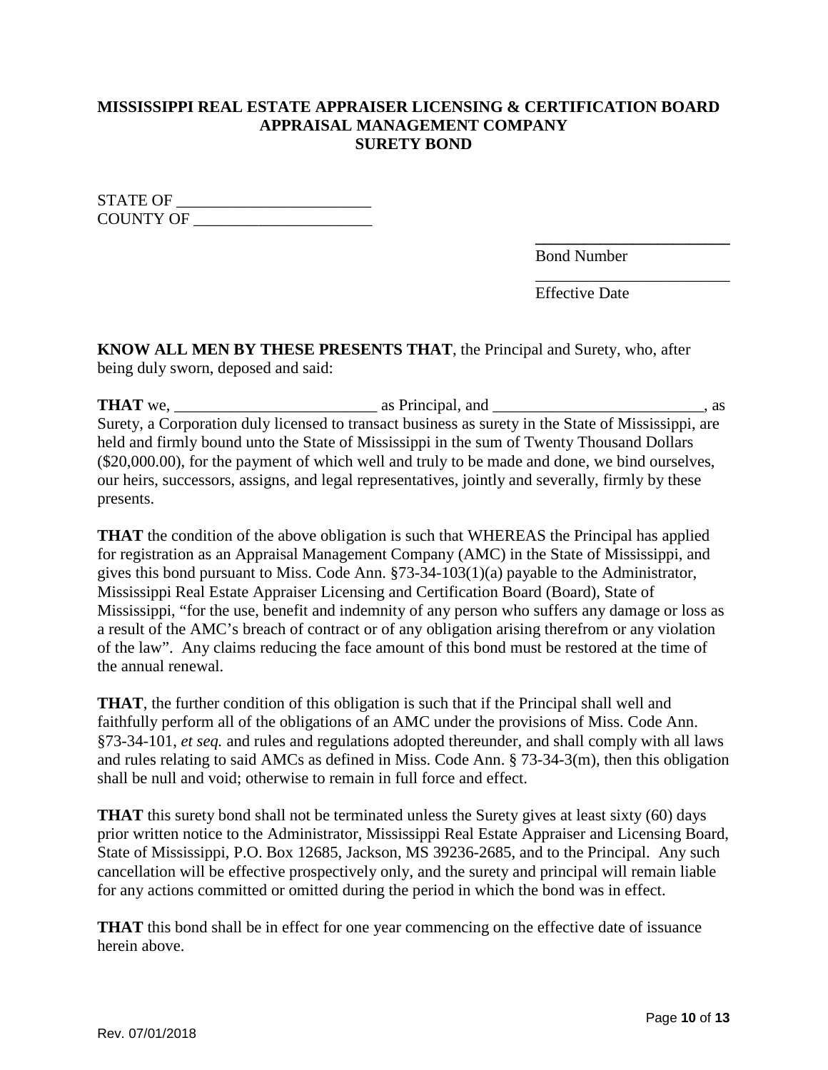**MISSISSIPPI REAL ESTATE APPRAISER LICENSING & CERTIFICATION BOARD**
**APPRAISAL MANAGEMENT COMPANY**
**SURETY BOND**

STATE OF ________________________
COUNTY OF ______________________

________________________
Bond Number

________________________
Effective Date

**KNOW ALL MEN BY THESE PRESENTS THAT**, the Principal and Surety, who, after being duly sworn, deposed and said:

**THAT** we, _________________________ as Principal, and __________________________, as Surety, a Corporation duly licensed to transact business as surety in the State of Mississippi, are held and firmly bound unto the State of Mississippi in the sum of Twenty Thousand Dollars ($20,000.00), for the payment of which well and truly to be made and done, we bind ourselves, our heirs, successors, assigns, and legal representatives, jointly and severally, firmly by these presents.

**THAT** the condition of the above obligation is such that WHEREAS the Principal has applied for registration as an Appraisal Management Company (AMC) in the State of Mississippi, and gives this bond pursuant to Miss. Code Ann. §73-34-103(1)(a) payable to the Administrator, Mississippi Real Estate Appraiser Licensing and Certification Board (Board), State of Mississippi, "for the use, benefit and indemnity of any person who suffers any damage or loss as a result of the AMC's breach of contract or of any obligation arising therefrom or any violation of the law". Any claims reducing the face amount of this bond must be restored at the time of the annual renewal.

**THAT**, the further condition of this obligation is such that if the Principal shall well and faithfully perform all of the obligations of an AMC under the provisions of Miss. Code Ann. §73-34-101, *et seq.* and rules and regulations adopted thereunder, and shall comply with all laws and rules relating to said AMCs as defined in Miss. Code Ann. § 73-34-3(m), then this obligation shall be null and void; otherwise to remain in full force and effect.

**THAT** this surety bond shall not be terminated unless the Surety gives at least sixty (60) days prior written notice to the Administrator, Mississippi Real Estate Appraiser and Licensing Board, State of Mississippi, P.O. Box 12685, Jackson, MS 39236-2685, and to the Principal. Any such cancellation will be effective prospectively only, and the surety and principal will remain liable for any actions committed or omitted during the period in which the bond was in effect.

**THAT** this bond shall be in effect for one year commencing on the effective date of issuance herein above.

Rev. 07/01/2018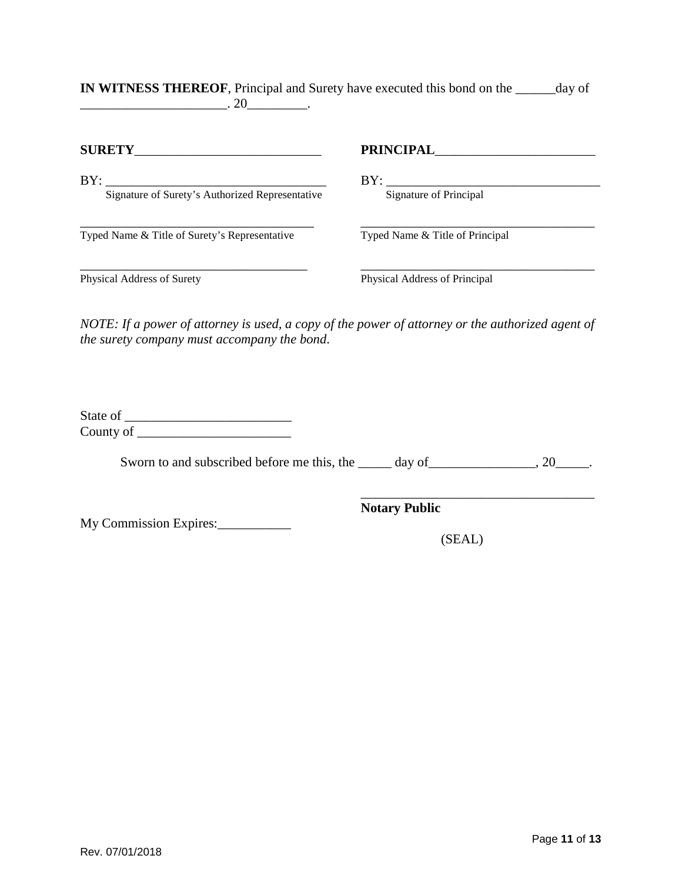**IN WITNESS THEREOF**, Principal and Surety have executed this bond on the ______day of ______________________. 20_________.

| **SURETY**____________________________ | **PRINCIPAL**________________________ |
|---|---|
| BY: ___________________________________ | BY: __________________________________ |
| Signature of Surety's Authorized Representative | Signature of Principal |
| _______________________________________ | _______________________________________ |
| Typed Name & Title of Surety's Representative | Typed Name & Title of Principal |
| _______________________________________ | _______________________________________ |
| Physical Address of Surety | Physical Address of Principal |

*NOTE: If a power of attorney is used, a copy of the power of attorney or the authorized agent of the surety company must accompany the bond.*

State of _________________________
County of _______________________

Sworn to and subscribed before me this, the _____ day of________________, 20_____.

____________________________________
**Notary Public**

My Commission Expires:___________

(SEAL)

Rev. 07/01/2018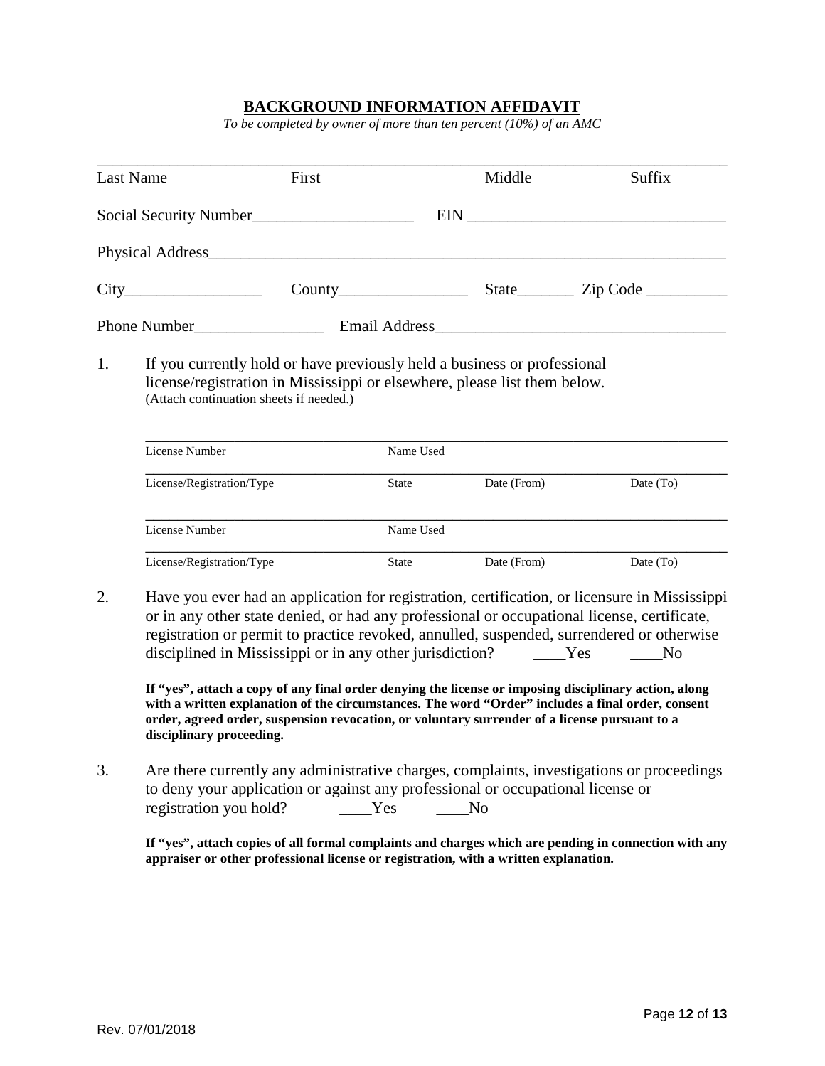## BACKGROUND INFORMATION AFFIDAVIT

*To be completed by owner of more than ten percent (10%) of an AMC*

______________________________________________________________________

Last Name First Middle Suffix

Social Security Number____________________ EIN _______________________________

Physical Address_________________________________________________________________

City_________________ County________________ State_______ Zip Code __________

Phone Number________________ Email Address___________________________________

1. If you currently hold or have previously held a business or professional license/registration in Mississippi or elsewhere, please list them below. (Attach continuation sheets if needed.)

| License Number | Name Used | | |
|---|---|---|---|
| License/Registration/Type | State | Date (From) | Date (To) |

| License Number | Name Used | | |
|---|---|---|---|
| License/Registration/Type | State | Date (From) | Date (To) |

2. Have you ever had an application for registration, certification, or licensure in Mississippi or in any other state denied, or had any professional or occupational license, certificate, registration or permit to practice revoked, annulled, suspended, surrendered or otherwise disciplined in Mississippi or in any other jurisdiction? ____Yes ____No

   **If "yes", attach a copy of any final order denying the license or imposing disciplinary action, along with a written explanation of the circumstances. The word "Order" includes a final order, consent order, agreed order, suspension revocation, or voluntary surrender of a license pursuant to a disciplinary proceeding.**

3. Are there currently any administrative charges, complaints, investigations or proceedings to deny your application or against any professional or occupational license or registration you hold? ____Yes ____No

   **If "yes", attach copies of all formal complaints and charges which are pending in connection with any appraiser or other professional license or registration, with a written explanation.**

Rev. 07/01/2018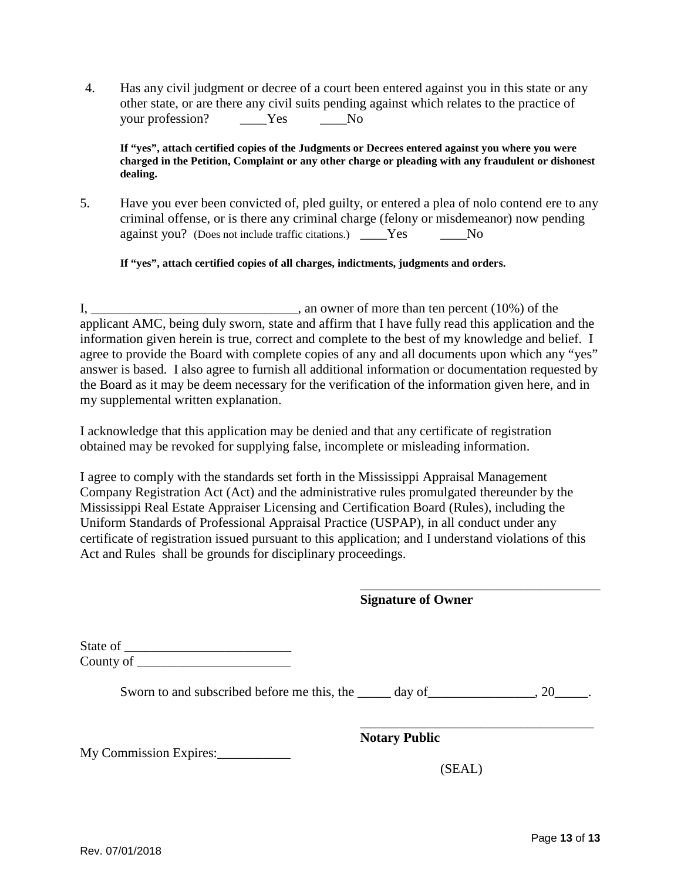4. Has any civil judgment or decree of a court been entered against you in this state or any other state, or are there any civil suits pending against which relates to the practice of your profession? ____Yes ____No

   **If "yes", attach certified copies of the Judgments or Decrees entered against you where you were charged in the Petition, Complaint or any other charge or pleading with any fraudulent or dishonest dealing.**

5. Have you ever been convicted of, pled guilty, or entered a plea of nolo contend ere to any criminal offense, or is there any criminal charge (felony or misdemeanor) now pending against you? (Does not include traffic citations.) ____Yes ____No

   **If "yes", attach certified copies of all charges, indictments, judgments and orders.**

I, _______________________________, an owner of more than ten percent (10%) of the applicant AMC, being duly sworn, state and affirm that I have fully read this application and the information given herein is true, correct and complete to the best of my knowledge and belief. I agree to provide the Board with complete copies of any and all documents upon which any "yes" answer is based. I also agree to furnish all additional information or documentation requested by the Board as it may be deem necessary for the verification of the information given here, and in my supplemental written explanation.

I acknowledge that this application may be denied and that any certificate of registration obtained may be revoked for supplying false, incomplete or misleading information.

I agree to comply with the standards set forth in the Mississippi Appraisal Management Company Registration Act (Act) and the administrative rules promulgated thereunder by the Mississippi Real Estate Appraiser Licensing and Certification Board (Rules), including the Uniform Standards of Professional Appraisal Practice (USPAP), in all conduct under any certificate of registration issued pursuant to this application; and I understand violations of this Act and Rules shall be grounds for disciplinary proceedings.

_____________________________________

**Signature of Owner**

State of _________________________

County of _______________________

Sworn to and subscribed before me this, the _____ day of________________, 20_____.

_____________________________________

**Notary Public**

My Commission Expires:___________

(SEAL)

Rev. 07/01/2018